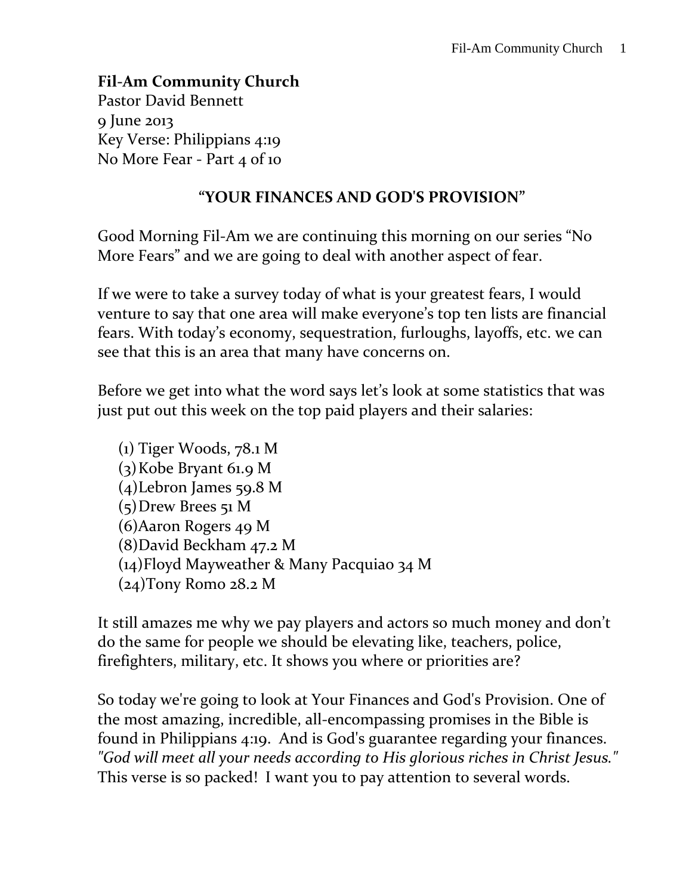**Fil-Am Community Church**
Pastor David Bennett
9 June 2013
Key Verse: Philippians 4:19
No More Fear - Part 4 of 10

**"YOUR FINANCES AND GOD'S PROVISION"**

Good Morning Fil-Am we are continuing this morning on our series "No More Fears" and we are going to deal with another aspect of fear.

If we were to take a survey today of what is your greatest fears, I would venture to say that one area will make everyone's top ten lists are financial fears. With today's economy, sequestration, furloughs, layoffs, etc. we can see that this is an area that many have concerns on.

Before we get into what the word says let's look at some statistics that was just put out this week on the top paid players and their salaries:

(1) Tiger Woods, 78.1 M
(3) Kobe Bryant 61.9 M
(4) Lebron James 59.8 M
(5) Drew Brees 51 M
(6) Aaron Rogers 49 M
(8) David Beckham 47.2 M
(14) Floyd Mayweather & Many Pacquiao 34 M
(24) Tony Romo 28.2 M

It still amazes me why we pay players and actors so much money and don't do the same for people we should be elevating like, teachers, police, firefighters, military, etc. It shows you where or priorities are?

So today we're going to look at Your Finances and God's Provision. One of the most amazing, incredible, all-encompassing promises in the Bible is found in Philippians 4:19. And is God's guarantee regarding your finances. *"God will meet all your needs according to His glorious riches in Christ Jesus."* This verse is so packed! I want you to pay attention to several words.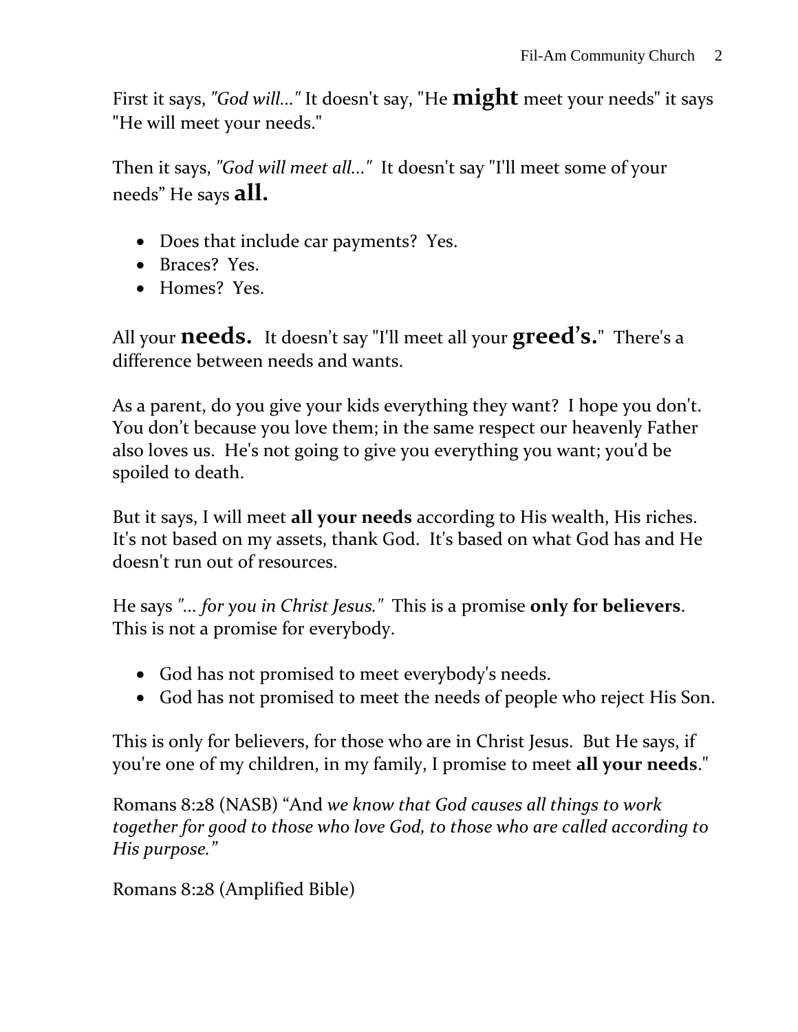First it says, *"God will..."* It doesn't say, "He **might** meet your needs" it says "He will meet your needs."

Then it says, *"God will meet all..."* It doesn't say "I'll meet some of your needs" He says **all.**

- Does that include car payments? Yes.
- Braces? Yes.
- Homes? Yes.

All your **needs.** It doesn't say "I'll meet all your **greed's.**" There's a difference between needs and wants.

As a parent, do you give your kids everything they want? I hope you don't. You don't because you love them; in the same respect our heavenly Father also loves us. He's not going to give you everything you want; you'd be spoiled to death.

But it says, I will meet **all your needs** according to His wealth, His riches. It's not based on my assets, thank God. It's based on what God has and He doesn't run out of resources.

He says *"... for you in Christ Jesus."* This is a promise **only for believers**. This is not a promise for everybody.

- God has not promised to meet everybody's needs.
- God has not promised to meet the needs of people who reject His Son.

This is only for believers, for those who are in Christ Jesus. But He says, if you're one of my children, in my family, I promise to meet **all your needs**."

Romans 8:28 (NASB) "And *we know that God causes all things to work together for good to those who love God, to those who are called according to His purpose."*

Romans 8:28 (Amplified Bible)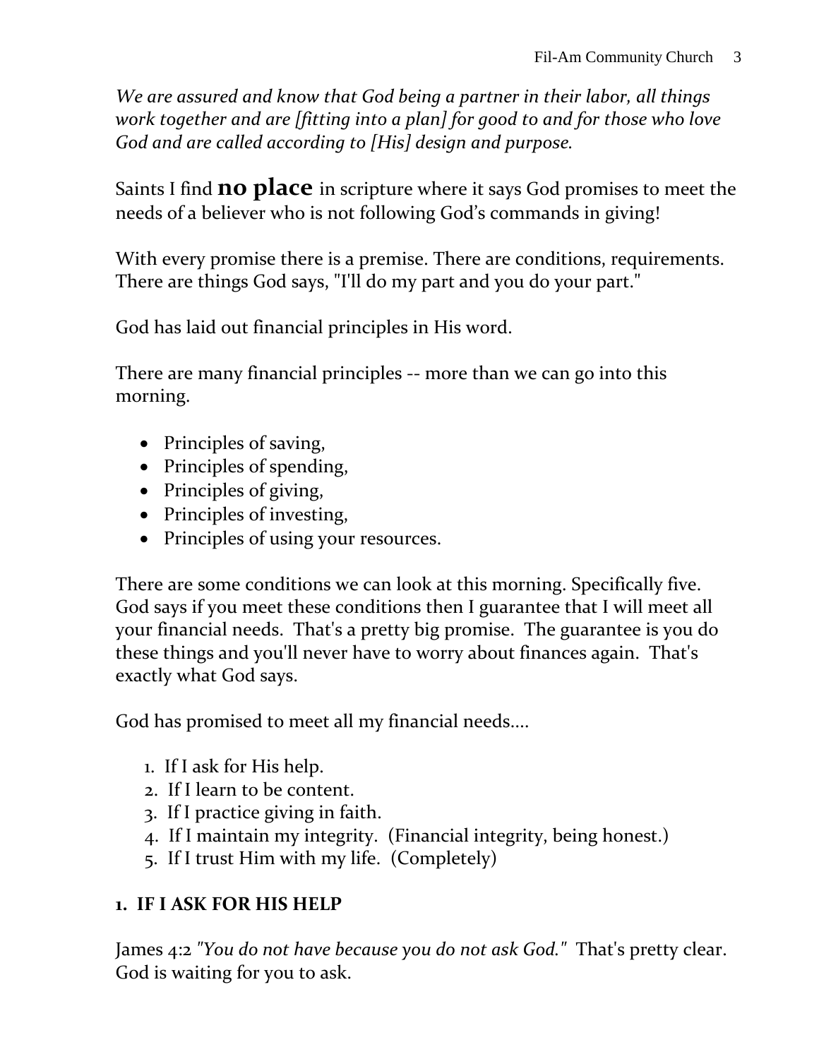*We are assured and know that God being a partner in their labor, all things work together and are [fitting into a plan] for good to and for those who love God and are called according to [His] design and purpose.*

Saints I find **no place** in scripture where it says God promises to meet the needs of a believer who is not following God's commands in giving!

With every promise there is a premise. There are conditions, requirements. There are things God says, "I'll do my part and you do your part."

God has laid out financial principles in His word.

There are many financial principles -- more than we can go into this morning.

- Principles of saving,
- Principles of spending,
- Principles of giving,
- Principles of investing,
- Principles of using your resources.

There are some conditions we can look at this morning. Specifically five. God says if you meet these conditions then I guarantee that I will meet all your financial needs. That's a pretty big promise. The guarantee is you do these things and you'll never have to worry about finances again. That's exactly what God says.

God has promised to meet all my financial needs....

1. If I ask for His help.
2. If I learn to be content.
3. If I practice giving in faith.
4. If I maintain my integrity. (Financial integrity, being honest.)
5. If I trust Him with my life. (Completely)

## 1. IF I ASK FOR HIS HELP

James 4:2 *"You do not have because you do not ask God."* That's pretty clear. God is waiting for you to ask.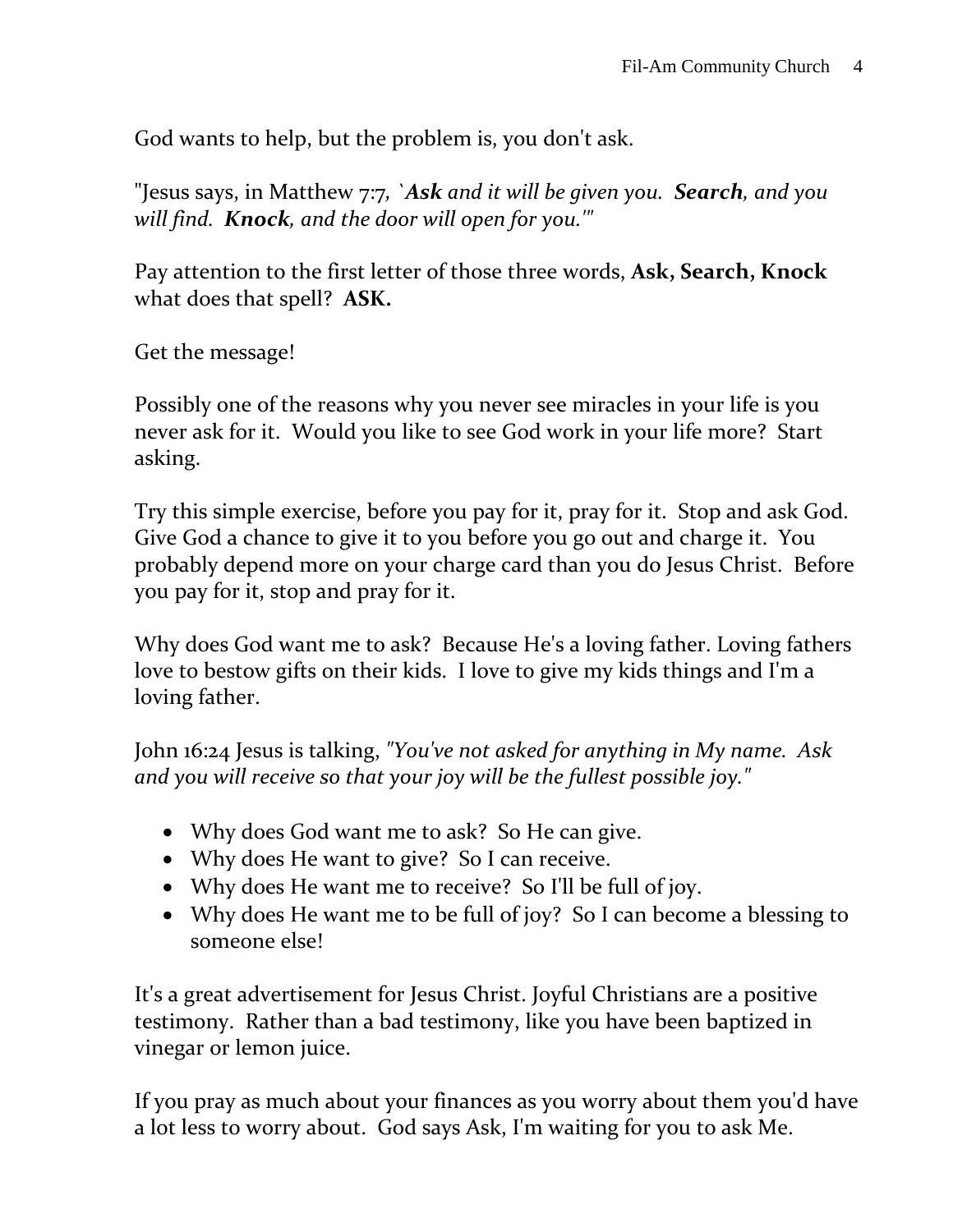God wants to help, but the problem is, you don't ask.

"Jesus says, in Matthew 7:7, `***Ask*** *and it will be given you.* ***Search****, and you will find.* ***Knock****, and the door will open for you.'"*

Pay attention to the first letter of those three words, **Ask, Search, Knock** what does that spell? **ASK.**

Get the message!

Possibly one of the reasons why you never see miracles in your life is you never ask for it. Would you like to see God work in your life more? Start asking.

Try this simple exercise, before you pay for it, pray for it. Stop and ask God. Give God a chance to give it to you before you go out and charge it. You probably depend more on your charge card than you do Jesus Christ. Before you pay for it, stop and pray for it.

Why does God want me to ask? Because He's a loving father. Loving fathers love to bestow gifts on their kids. I love to give my kids things and I'm a loving father.

John 16:24 Jesus is talking, *"You've not asked for anything in My name. Ask and you will receive so that your joy will be the fullest possible joy."*

- Why does God want me to ask? So He can give.
- Why does He want to give? So I can receive.
- Why does He want me to receive? So I'll be full of joy.
- Why does He want me to be full of joy? So I can become a blessing to someone else!

It's a great advertisement for Jesus Christ. Joyful Christians are a positive testimony. Rather than a bad testimony, like you have been baptized in vinegar or lemon juice.

If you pray as much about your finances as you worry about them you'd have a lot less to worry about. God says Ask, I'm waiting for you to ask Me.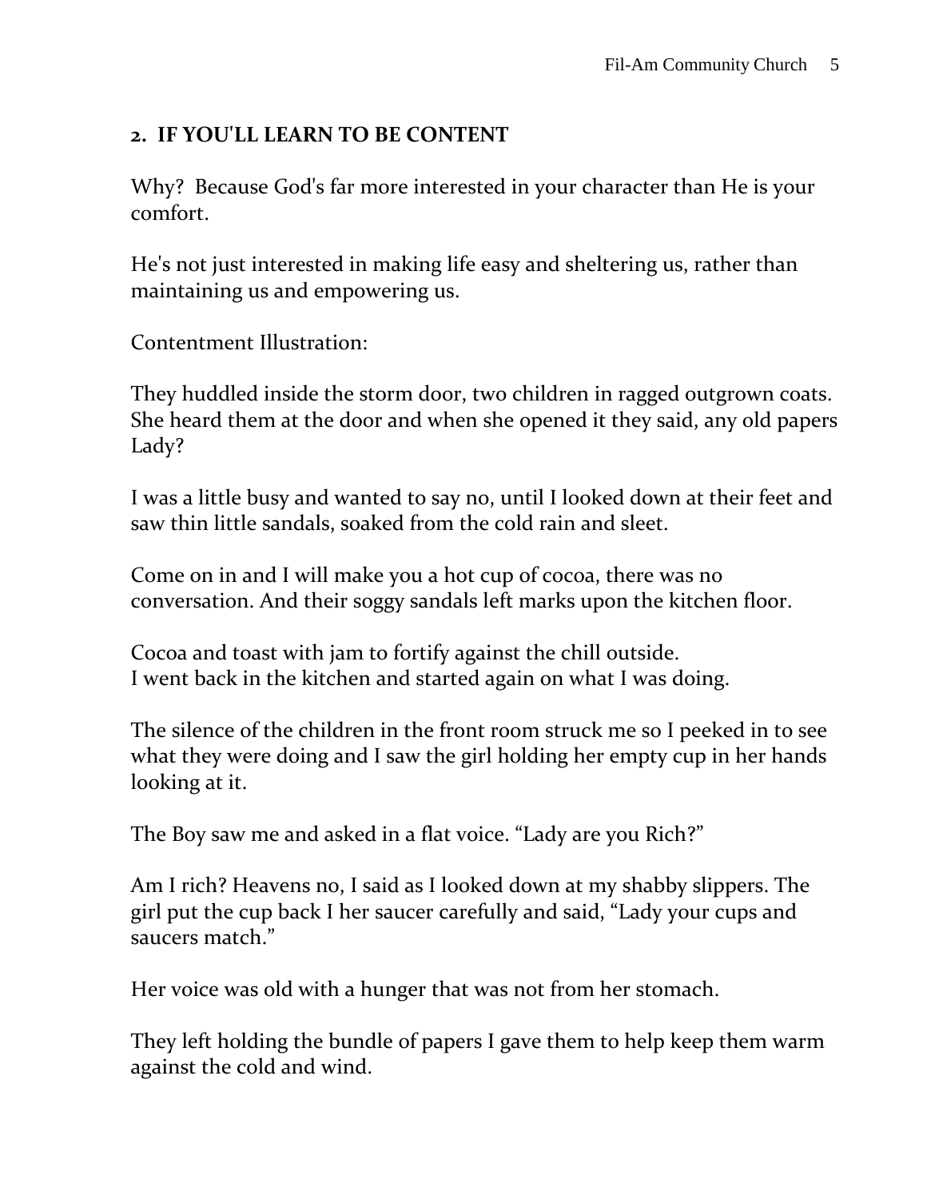## 2. IF YOU'LL LEARN TO BE CONTENT

Why? Because God's far more interested in your character than He is your comfort.

He's not just interested in making life easy and sheltering us, rather than maintaining us and empowering us.

Contentment Illustration:

They huddled inside the storm door, two children in ragged outgrown coats. She heard them at the door and when she opened it they said, any old papers Lady?

I was a little busy and wanted to say no, until I looked down at their feet and saw thin little sandals, soaked from the cold rain and sleet.

Come on in and I will make you a hot cup of cocoa, there was no conversation. And their soggy sandals left marks upon the kitchen floor.

Cocoa and toast with jam to fortify against the chill outside.
I went back in the kitchen and started again on what I was doing.

The silence of the children in the front room struck me so I peeked in to see what they were doing and I saw the girl holding her empty cup in her hands looking at it.

The Boy saw me and asked in a flat voice. "Lady are you Rich?"

Am I rich? Heavens no, I said as I looked down at my shabby slippers. The girl put the cup back I her saucer carefully and said, "Lady your cups and saucers match."

Her voice was old with a hunger that was not from her stomach.

They left holding the bundle of papers I gave them to help keep them warm against the cold and wind.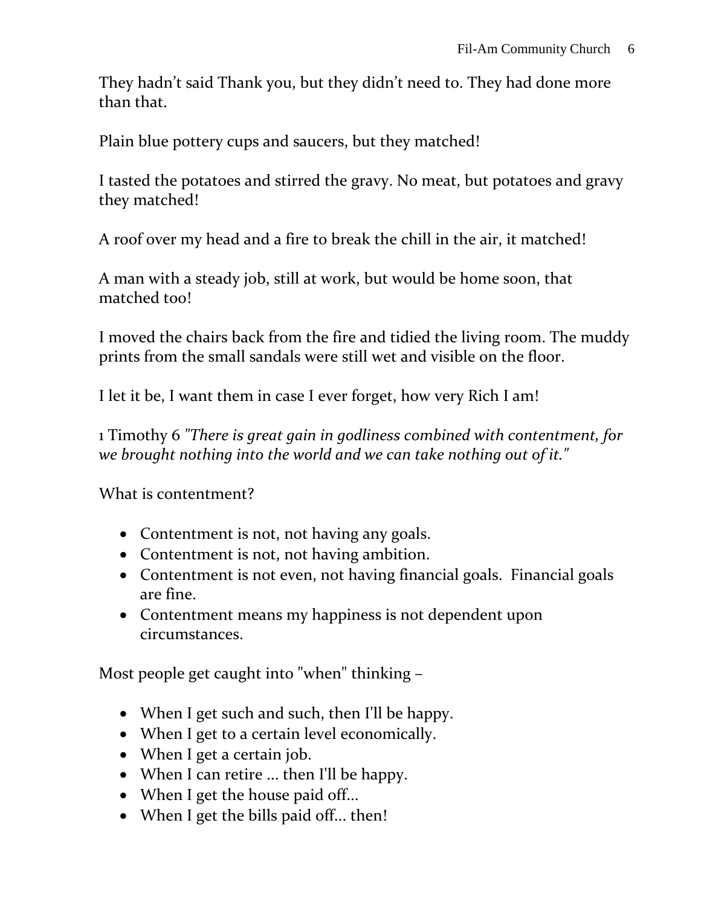They hadn't said Thank you, but they didn't need to. They had done more than that.

Plain blue pottery cups and saucers, but they matched!

I tasted the potatoes and stirred the gravy. No meat, but potatoes and gravy they matched!

A roof over my head and a fire to break the chill in the air, it matched!

A man with a steady job, still at work, but would be home soon, that matched too!

I moved the chairs back from the fire and tidied the living room. The muddy prints from the small sandals were still wet and visible on the floor.

I let it be, I want them in case I ever forget, how very Rich I am!

1 Timothy 6 *"There is great gain in godliness combined with contentment, for we brought nothing into the world and we can take nothing out of it."*

What is contentment?

- Contentment is not, not having any goals.
- Contentment is not, not having ambition.
- Contentment is not even, not having financial goals. Financial goals are fine.
- Contentment means my happiness is not dependent upon circumstances.

Most people get caught into "when" thinking –

- When I get such and such, then I'll be happy.
- When I get to a certain level economically.
- When I get a certain job.
- When I can retire ... then I'll be happy.
- When I get the house paid off...
- When I get the bills paid off... then!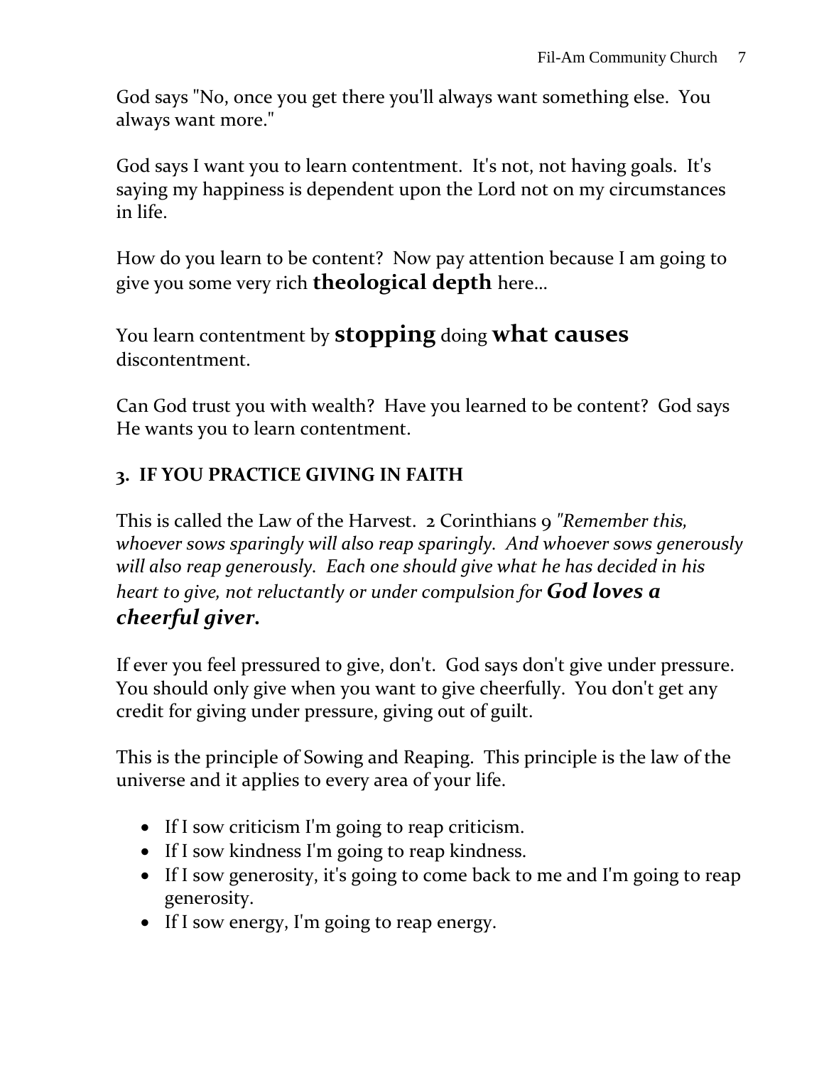God says "No, once you get there you'll always want something else. You always want more."

God says I want you to learn contentment. It's not, not having goals. It's saying my happiness is dependent upon the Lord not on my circumstances in life.

How do you learn to be content? Now pay attention because I am going to give you some very rich **theological depth** here...

You learn contentment by **stopping** doing **what causes** discontentment.

Can God trust you with wealth? Have you learned to be content? God says He wants you to learn contentment.

### 3. IF YOU PRACTICE GIVING IN FAITH

This is called the Law of the Harvest. 2 Corinthians 9 *"Remember this, whoever sows sparingly will also reap sparingly. And whoever sows generously will also reap generously. Each one should give what he has decided in his heart to give, not reluctantly or under compulsion for* ***God loves a cheerful giver.***

If ever you feel pressured to give, don't. God says don't give under pressure. You should only give when you want to give cheerfully. You don't get any credit for giving under pressure, giving out of guilt.

This is the principle of Sowing and Reaping. This principle is the law of the universe and it applies to every area of your life.

- If I sow criticism I'm going to reap criticism.
- If I sow kindness I'm going to reap kindness.
- If I sow generosity, it's going to come back to me and I'm going to reap generosity.
- If I sow energy, I'm going to reap energy.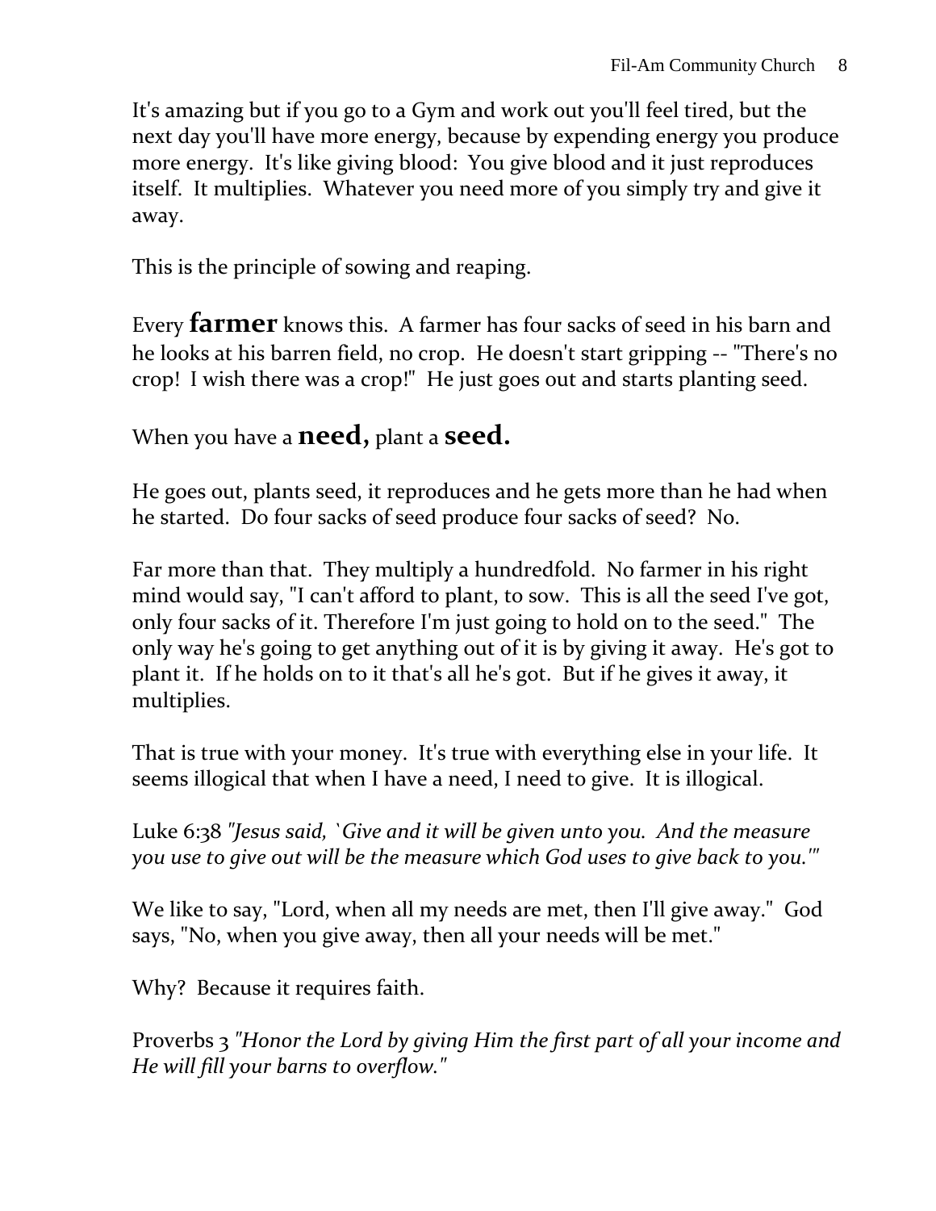It's amazing but if you go to a Gym and work out you'll feel tired, but the next day you'll have more energy, because by expending energy you produce more energy. It's like giving blood: You give blood and it just reproduces itself. It multiplies. Whatever you need more of you simply try and give it away.

This is the principle of sowing and reaping.

Every **farmer** knows this. A farmer has four sacks of seed in his barn and he looks at his barren field, no crop. He doesn't start gripping -- "There's no crop! I wish there was a crop!" He just goes out and starts planting seed.

When you have a **need,** plant a **seed.**

He goes out, plants seed, it reproduces and he gets more than he had when he started. Do four sacks of seed produce four sacks of seed? No.

Far more than that. They multiply a hundredfold. No farmer in his right mind would say, "I can't afford to plant, to sow. This is all the seed I've got, only four sacks of it. Therefore I'm just going to hold on to the seed." The only way he's going to get anything out of it is by giving it away. He's got to plant it. If he holds on to it that's all he's got. But if he gives it away, it multiplies.

That is true with your money. It's true with everything else in your life. It seems illogical that when I have a need, I need to give. It is illogical.

Luke 6:38 *"Jesus said, `Give and it will be given unto you. And the measure you use to give out will be the measure which God uses to give back to you.'"*

We like to say, "Lord, when all my needs are met, then I'll give away." God says, "No, when you give away, then all your needs will be met."

Why? Because it requires faith.

Proverbs 3 *"Honor the Lord by giving Him the first part of all your income and He will fill your barns to overflow."*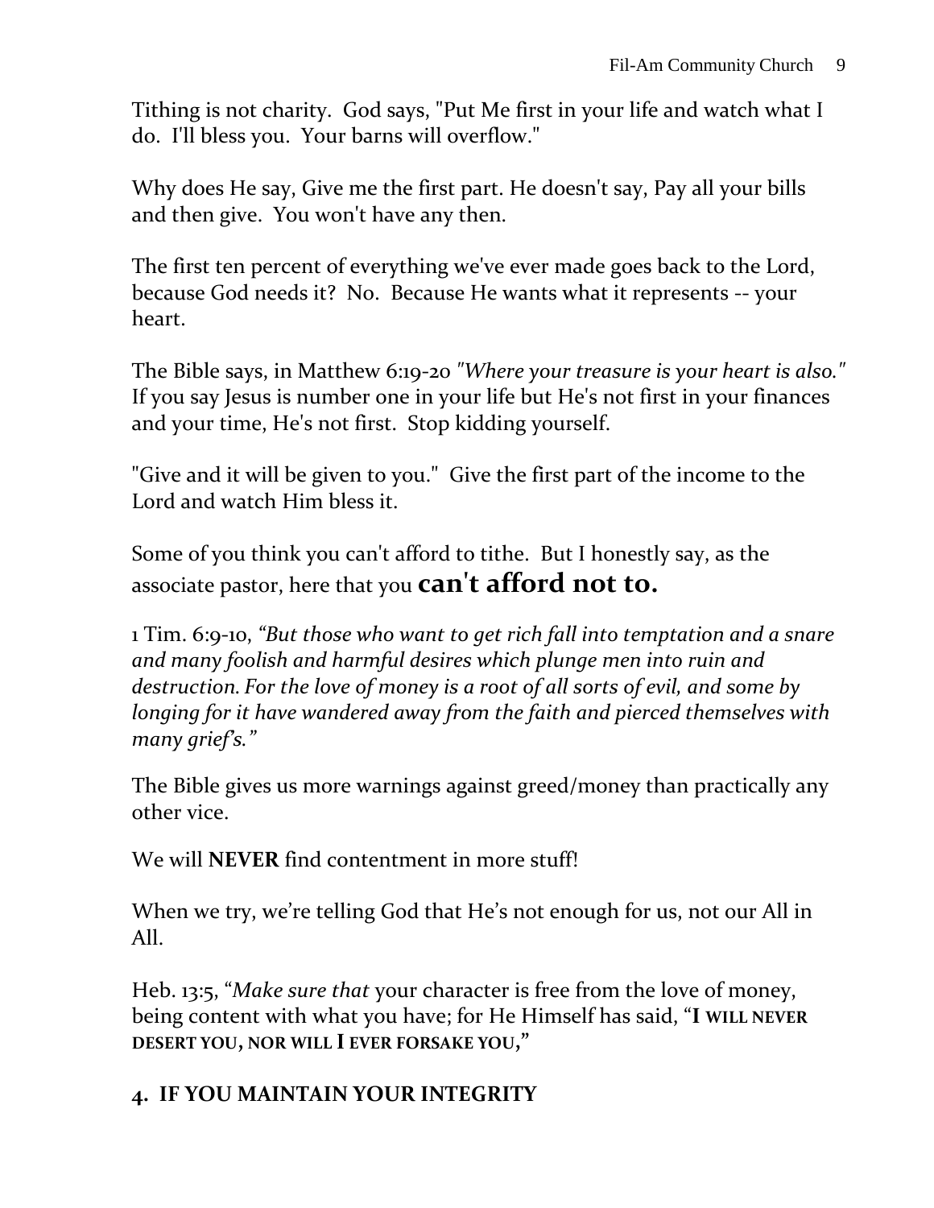Tithing is not charity. God says, "Put Me first in your life and watch what I do. I'll bless you. Your barns will overflow."

Why does He say, Give me the first part. He doesn't say, Pay all your bills and then give. You won't have any then.

The first ten percent of everything we've ever made goes back to the Lord, because God needs it? No. Because He wants what it represents -- your heart.

The Bible says, in Matthew 6:19-20 *"Where your treasure is your heart is also."* If you say Jesus is number one in your life but He's not first in your finances and your time, He's not first. Stop kidding yourself.

"Give and it will be given to you." Give the first part of the income to the Lord and watch Him bless it.

Some of you think you can't afford to tithe. But I honestly say, as the associate pastor, here that you **can't afford not to.**

1 Tim. 6:9-10, *"But those who want to get rich fall into temptation and a snare and many foolish and harmful desires which plunge men into ruin and destruction. For the love of money is a root of all sorts of evil, and some by longing for it have wandered away from the faith and pierced themselves with many grief's."*

The Bible gives us more warnings against greed/money than practically any other vice.

We will **NEVER** find contentment in more stuff!

When we try, we're telling God that He's not enough for us, not our All in All.

Heb. 13:5, "*Make sure that* your character is free from the love of money, being content with what you have; for He Himself has said, "**I WILL NEVER DESERT YOU, NOR WILL I EVER FORSAKE YOU,**"

## 4. IF YOU MAINTAIN YOUR INTEGRITY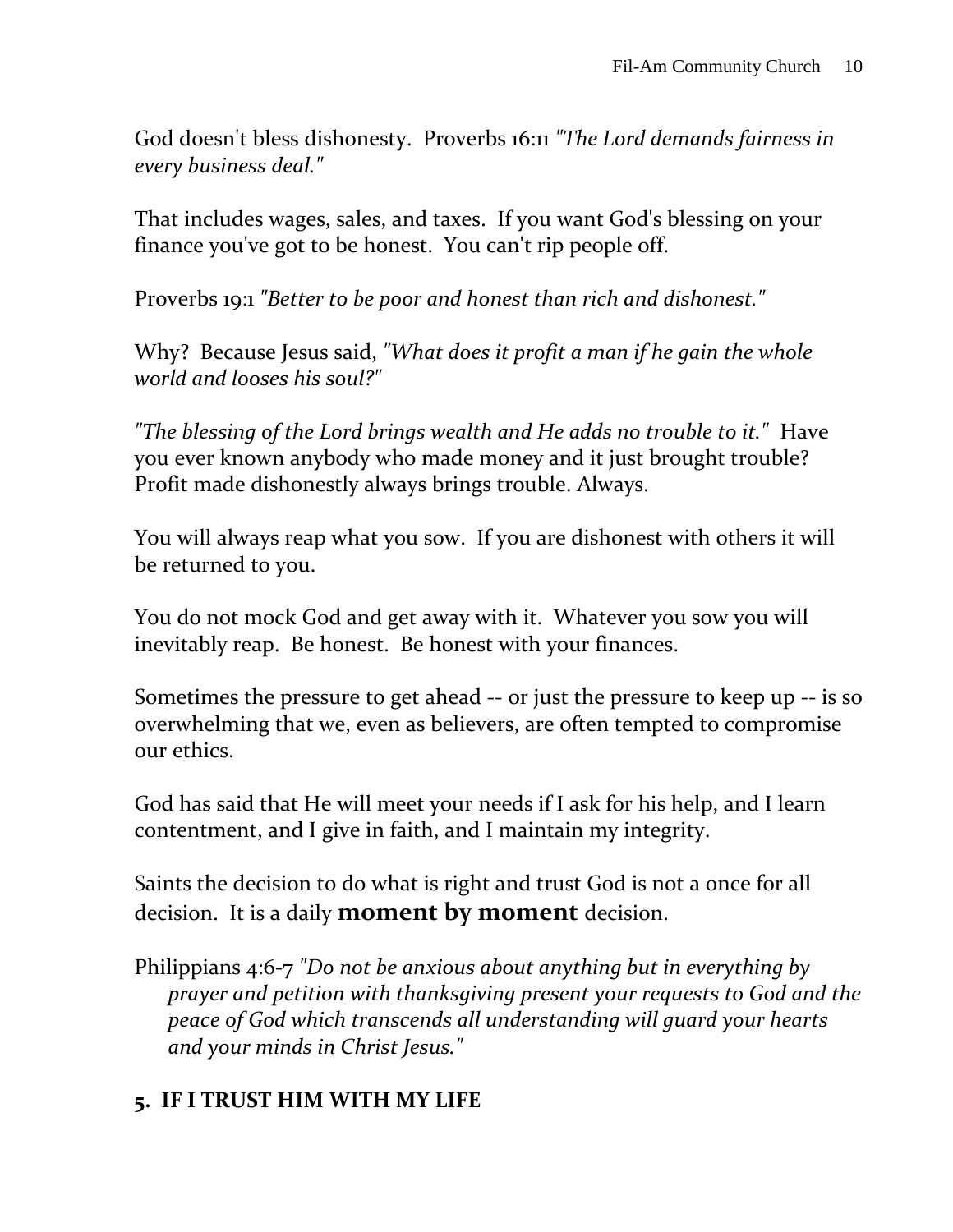God doesn't bless dishonesty. Proverbs 16:11 *"The Lord demands fairness in every business deal."*

That includes wages, sales, and taxes. If you want God's blessing on your finance you've got to be honest. You can't rip people off.

Proverbs 19:1 *"Better to be poor and honest than rich and dishonest."*

Why? Because Jesus said, *"What does it profit a man if he gain the whole world and looses his soul?"*

*"The blessing of the Lord brings wealth and He adds no trouble to it."* Have you ever known anybody who made money and it just brought trouble? Profit made dishonestly always brings trouble. Always.

You will always reap what you sow. If you are dishonest with others it will be returned to you.

You do not mock God and get away with it. Whatever you sow you will inevitably reap. Be honest. Be honest with your finances.

Sometimes the pressure to get ahead -- or just the pressure to keep up -- is so overwhelming that we, even as believers, are often tempted to compromise our ethics.

God has said that He will meet your needs if I ask for his help, and I learn contentment, and I give in faith, and I maintain my integrity.

Saints the decision to do what is right and trust God is not a once for all decision. It is a daily **moment by moment** decision.

Philippians 4:6-7 *"Do not be anxious about anything but in everything by prayer and petition with thanksgiving present your requests to God and the peace of God which transcends all understanding will guard your hearts and your minds in Christ Jesus."*

## 5. IF I TRUST HIM WITH MY LIFE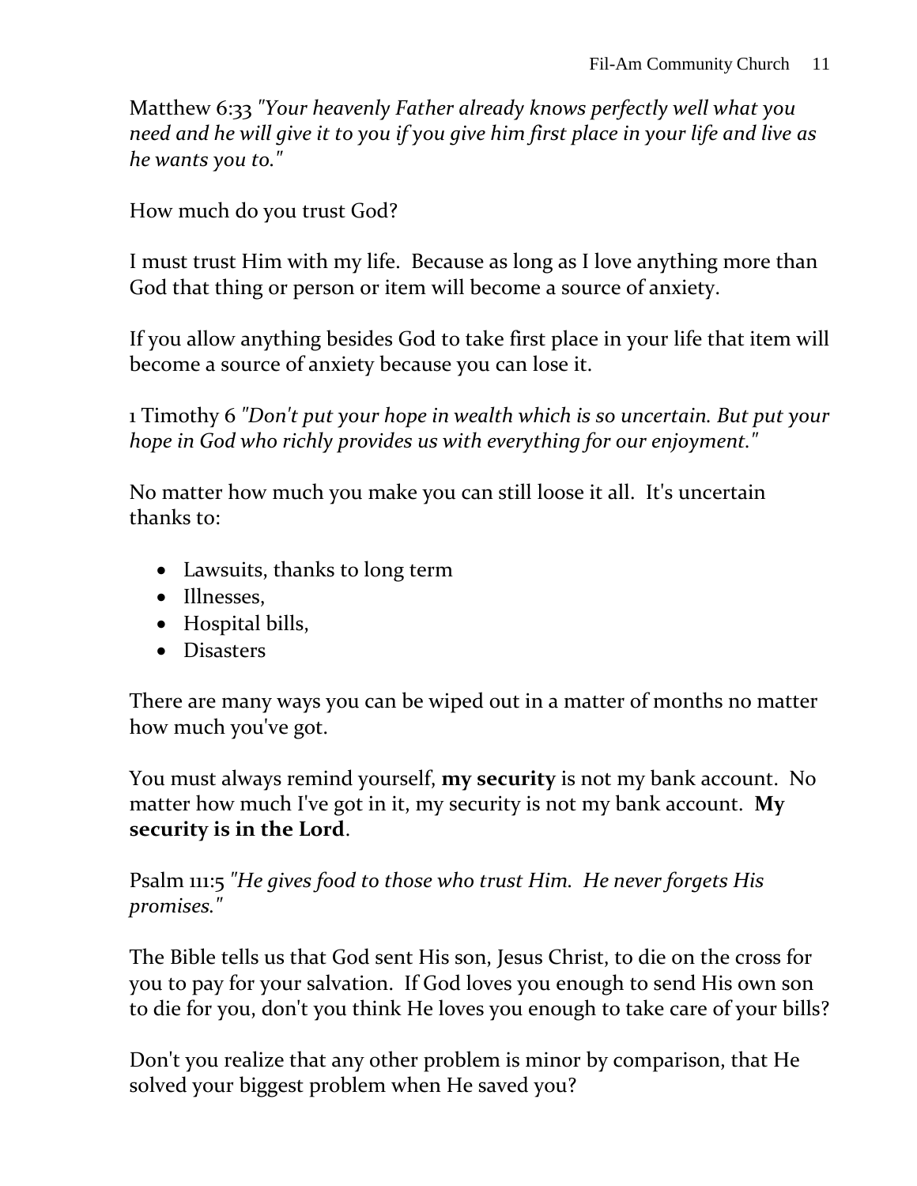Matthew 6:33 *"Your heavenly Father already knows perfectly well what you need and he will give it to you if you give him first place in your life and live as he wants you to."*

How much do you trust God?

I must trust Him with my life. Because as long as I love anything more than God that thing or person or item will become a source of anxiety.

If you allow anything besides God to take first place in your life that item will become a source of anxiety because you can lose it.

1 Timothy 6 *"Don't put your hope in wealth which is so uncertain. But put your hope in God who richly provides us with everything for our enjoyment."*

No matter how much you make you can still loose it all. It's uncertain thanks to:

- Lawsuits, thanks to long term
- Illnesses,
- Hospital bills,
- Disasters

There are many ways you can be wiped out in a matter of months no matter how much you've got.

You must always remind yourself, **my security** is not my bank account. No matter how much I've got in it, my security is not my bank account. **My security is in the Lord**.

Psalm 111:5 *"He gives food to those who trust Him. He never forgets His promises."*

The Bible tells us that God sent His son, Jesus Christ, to die on the cross for you to pay for your salvation. If God loves you enough to send His own son to die for you, don't you think He loves you enough to take care of your bills?

Don't you realize that any other problem is minor by comparison, that He solved your biggest problem when He saved you?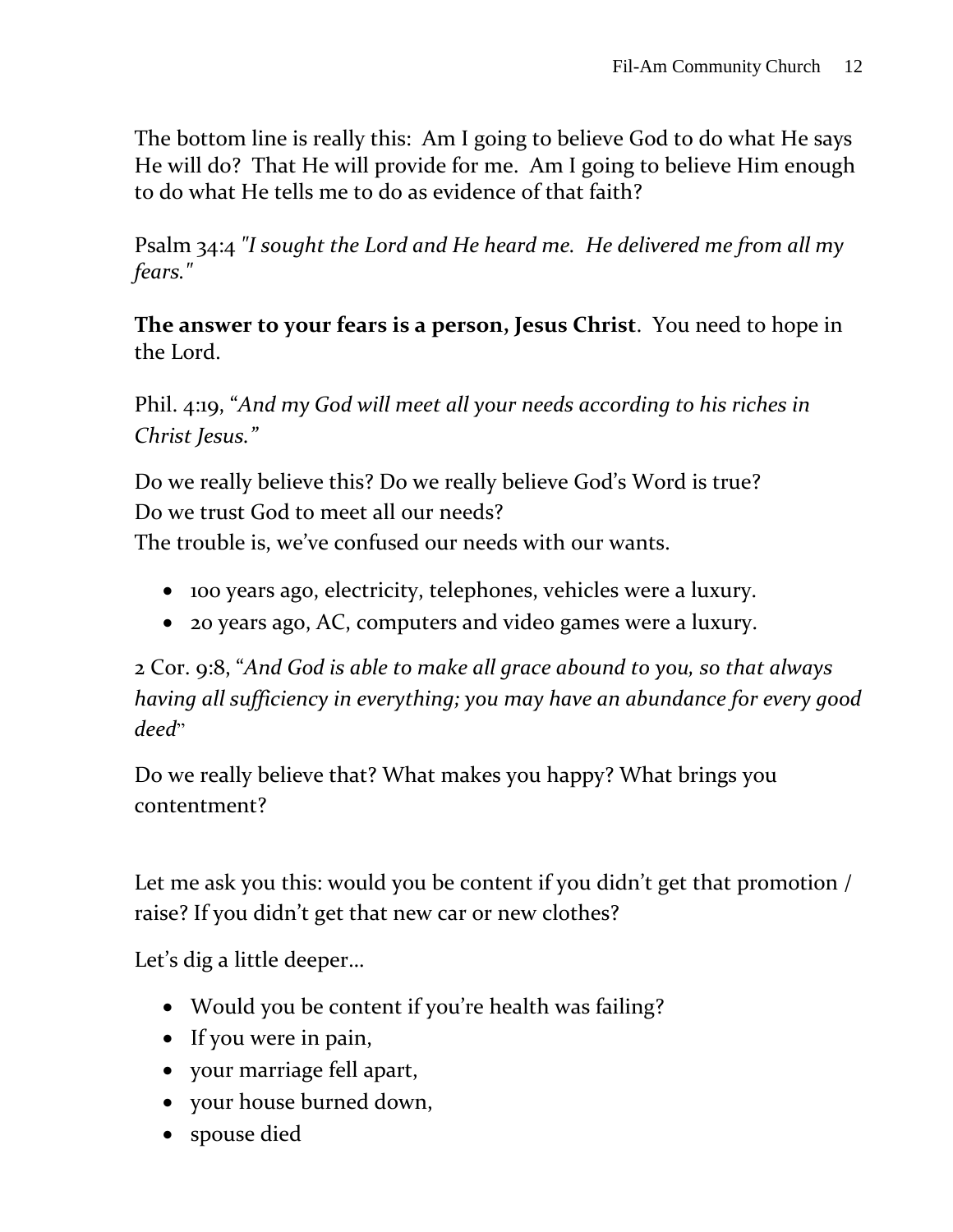The bottom line is really this: Am I going to believe God to do what He says He will do? That He will provide for me. Am I going to believe Him enough to do what He tells me to do as evidence of that faith?

Psalm 34:4 *"I sought the Lord and He heard me. He delivered me from all my fears."*

**The answer to your fears is a person, Jesus Christ**. You need to hope in the Lord.

Phil. 4:19, "*And my God will meet all your needs according to his riches in Christ Jesus.*"

Do we really believe this? Do we really believe God's Word is true?
Do we trust God to meet all our needs?
The trouble is, we've confused our needs with our wants.

- 100 years ago, electricity, telephones, vehicles were a luxury.
- 20 years ago, AC, computers and video games were a luxury.

2 Cor. 9:8, "*And God is able to make all grace abound to you, so that always having all sufficiency in everything; you may have an abundance for every good deed*"

Do we really believe that? What makes you happy? What brings you contentment?

Let me ask you this: would you be content if you didn't get that promotion / raise? If you didn't get that new car or new clothes?

Let's dig a little deeper…

- Would you be content if you're health was failing?
- If you were in pain,
- your marriage fell apart,
- your house burned down,
- spouse died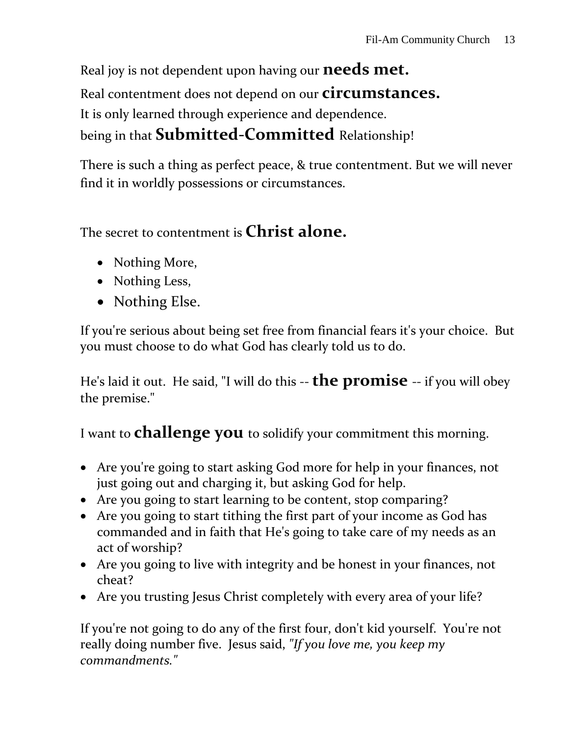Real joy is not dependent upon having our **needs met.**

Real contentment does not depend on our **circumstances.**

It is only learned through experience and dependence.

being in that **Submitted-Committed** Relationship!

There is such a thing as perfect peace, & true contentment. But we will never find it in worldly possessions or circumstances.

The secret to contentment is **Christ alone.**

- Nothing More,
- Nothing Less,
- Nothing Else.

If you're serious about being set free from financial fears it's your choice. But you must choose to do what God has clearly told us to do.

He's laid it out. He said, "I will do this -- **the promise** -- if you will obey the premise."

I want to **challenge you** to solidify your commitment this morning.

- Are you're going to start asking God more for help in your finances, not just going out and charging it, but asking God for help.
- Are you going to start learning to be content, stop comparing?
- Are you going to start tithing the first part of your income as God has commanded and in faith that He's going to take care of my needs as an act of worship?
- Are you going to live with integrity and be honest in your finances, not cheat?
- Are you trusting Jesus Christ completely with every area of your life?

If you're not going to do any of the first four, don't kid yourself. You're not really doing number five. Jesus said, *"If you love me, you keep my commandments."*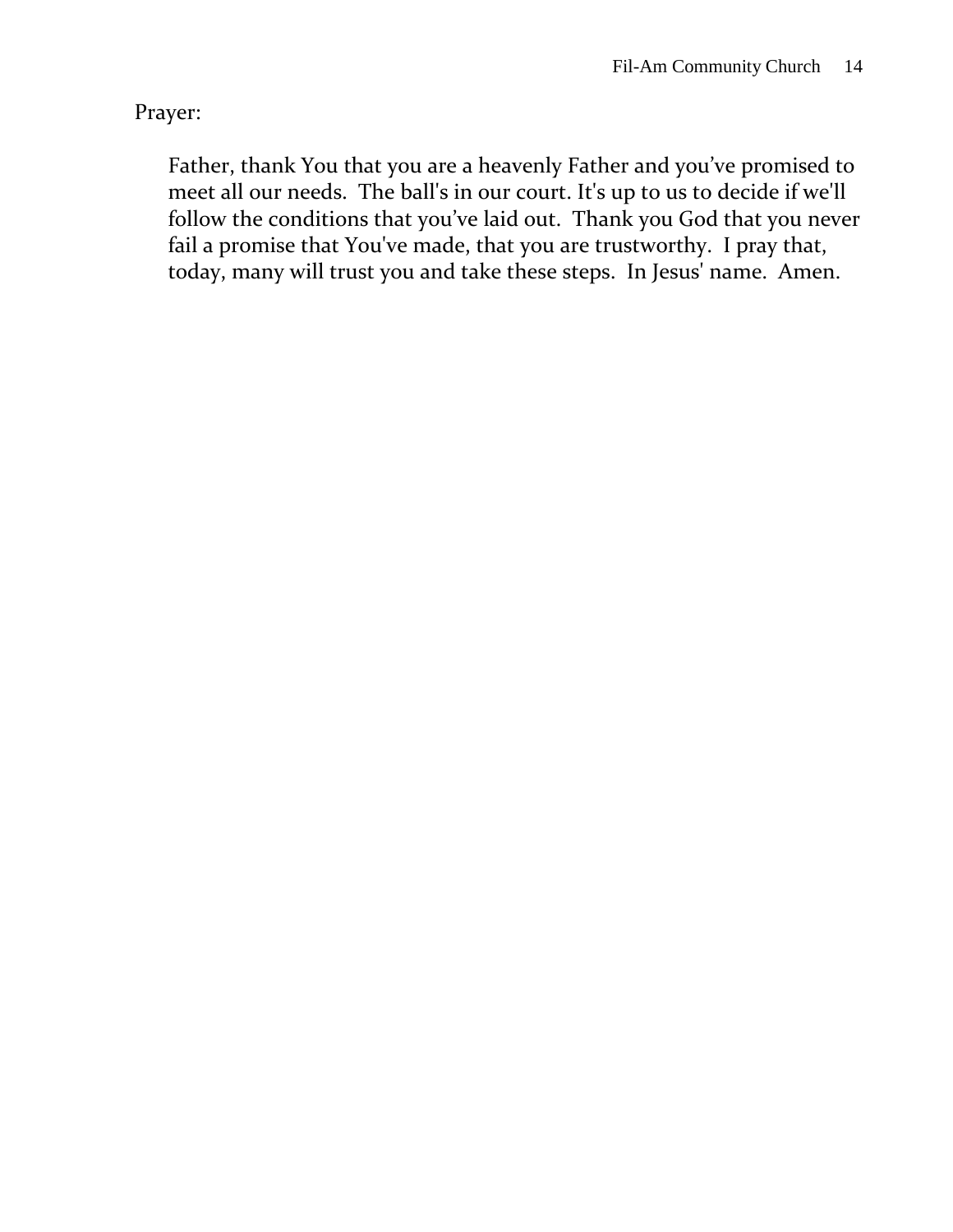Prayer:

Father, thank You that you are a heavenly Father and you've promised to meet all our needs. The ball's in our court. It's up to us to decide if we'll follow the conditions that you've laid out. Thank you God that you never fail a promise that You've made, that you are trustworthy. I pray that, today, many will trust you and take these steps. In Jesus' name. Amen.